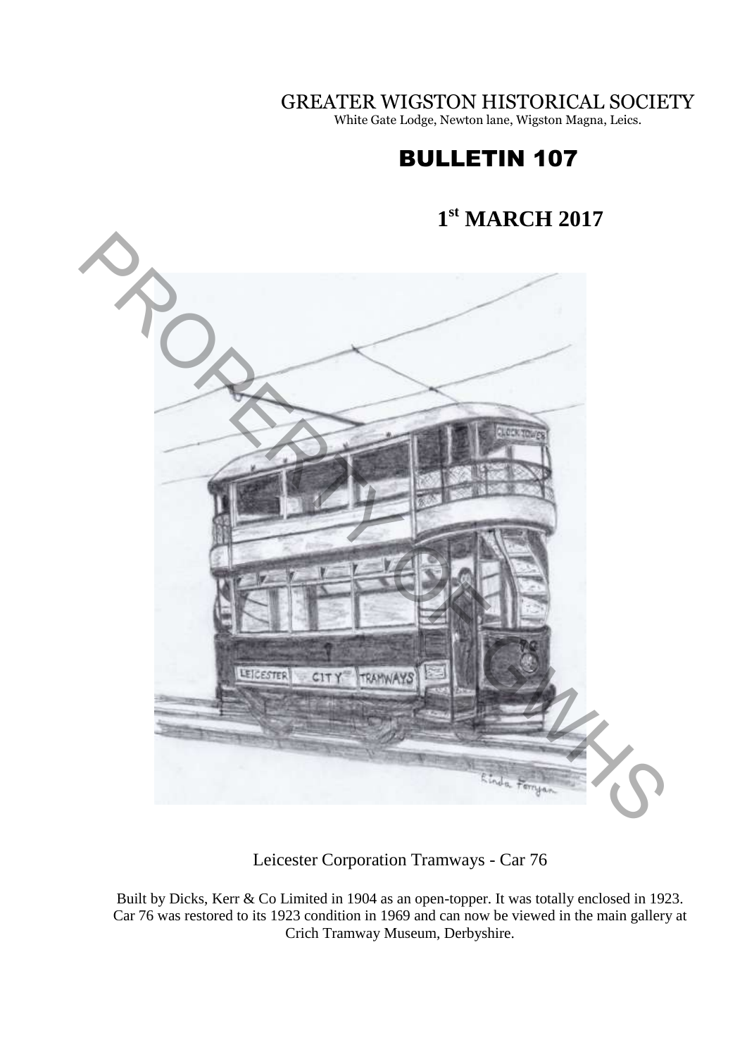# GREATER WIGSTON HISTORICAL SOCIETY

White Gate Lodge, Newton lane, Wigston Magna, Leics.

# BULLETIN 107

## 1st MARCH 2017

Leicester Corporation Tramways - Car 76

Built by Dicks, Kerr & Co Limited in 1904 as an open-topper. It was totally enclosed in 1923. Car 76 was restored to its 1923 condition in 1969 and can now be viewed in the main gallery at Crich Tramway Museum, Derbyshire.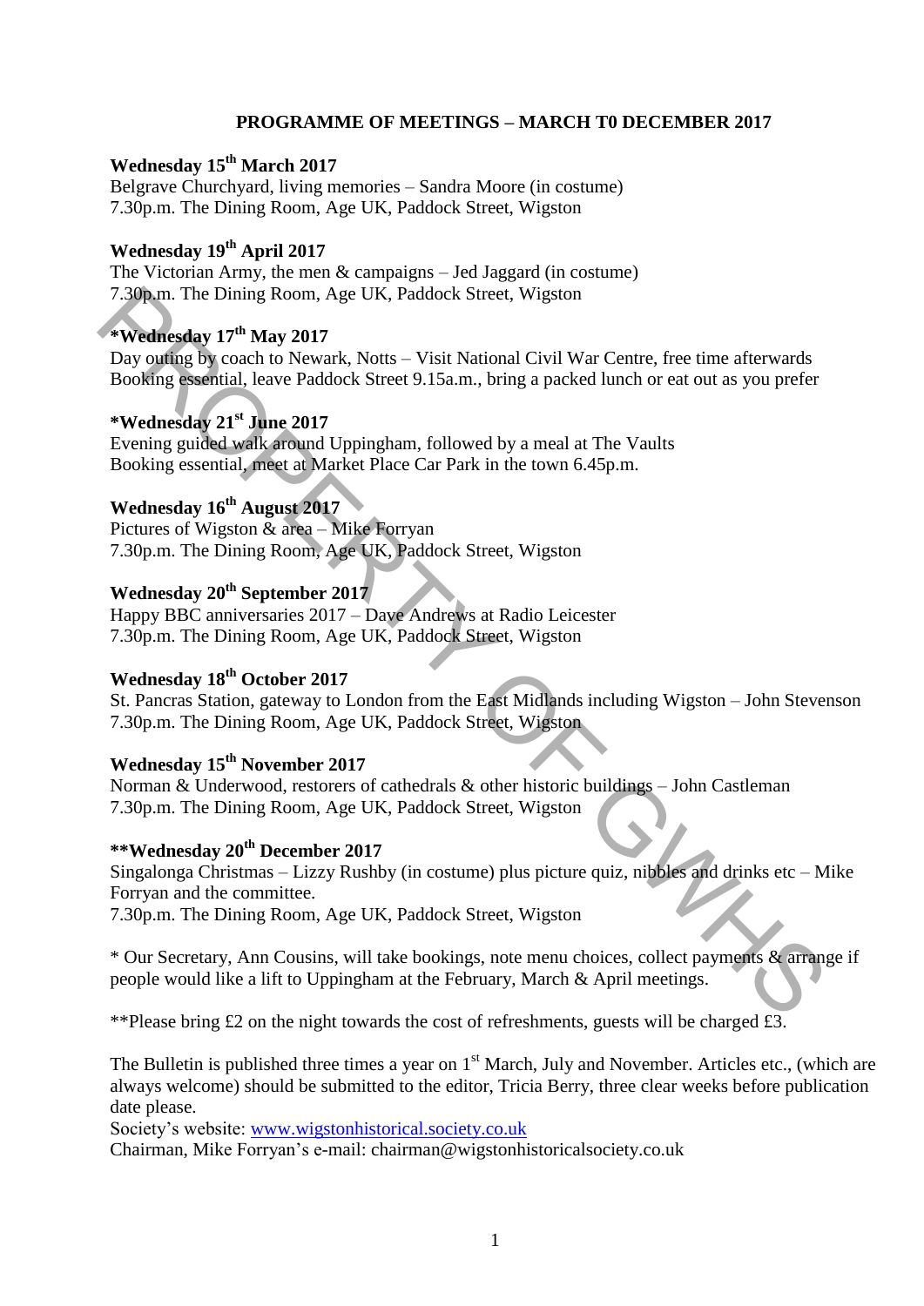## PROGRAMME OF MEETINGS – MARCH T0 DECEMBER 2017

**Wednesday 15th March 2017**
Belgrave Churchyard, living memories – Sandra Moore (in costume)
7.30p.m. The Dining Room, Age UK, Paddock Street, Wigston

**Wednesday 19th April 2017**
The Victorian Army, the men & campaigns – Jed Jaggard (in costume)
7.30p.m. The Dining Room, Age UK, Paddock Street, Wigston

**\*Wednesday 17th May 2017**
Day outing by coach to Newark, Notts – Visit National Civil War Centre, free time afterwards
Booking essential, leave Paddock Street 9.15a.m., bring a packed lunch or eat out as you prefer

**\*Wednesday 21st June 2017**
Evening guided walk around Uppingham, followed by a meal at The Vaults
Booking essential, meet at Market Place Car Park in the town 6.45p.m.

**Wednesday 16th August 2017**
Pictures of Wigston & area – Mike Forryan
7.30p.m. The Dining Room, Age UK, Paddock Street, Wigston

**Wednesday 20th September 2017**
Happy BBC anniversaries 2017 – Dave Andrews at Radio Leicester
7.30p.m. The Dining Room, Age UK, Paddock Street, Wigston

**Wednesday 18th October 2017**
St. Pancras Station, gateway to London from the East Midlands including Wigston – John Stevenson
7.30p.m. The Dining Room, Age UK, Paddock Street, Wigston

**Wednesday 15th November 2017**
Norman & Underwood, restorers of cathedrals & other historic buildings – John Castleman
7.30p.m. The Dining Room, Age UK, Paddock Street, Wigston

**\*\*Wednesday 20th December 2017**
Singalonga Christmas – Lizzy Rushby (in costume) plus picture quiz, nibbles and drinks etc – Mike Forryan and the committee.
7.30p.m. The Dining Room, Age UK, Paddock Street, Wigston

\* Our Secretary, Ann Cousins, will take bookings, note menu choices, collect payments & arrange if people would like a lift to Uppingham at the February, March & April meetings.

\*\*Please bring £2 on the night towards the cost of refreshments, guests will be charged £3.

The Bulletin is published three times a year on 1st March, July and November. Articles etc., (which are always welcome) should be submitted to the editor, Tricia Berry, three clear weeks before publication date please.
Society's website: [www.wigstonhistorical.society.co.uk](http://www.wigstonhistorical.society.co.uk)
Chairman, Mike Forryan's e-mail: chairman@wigstonhistoricalsociety.co.uk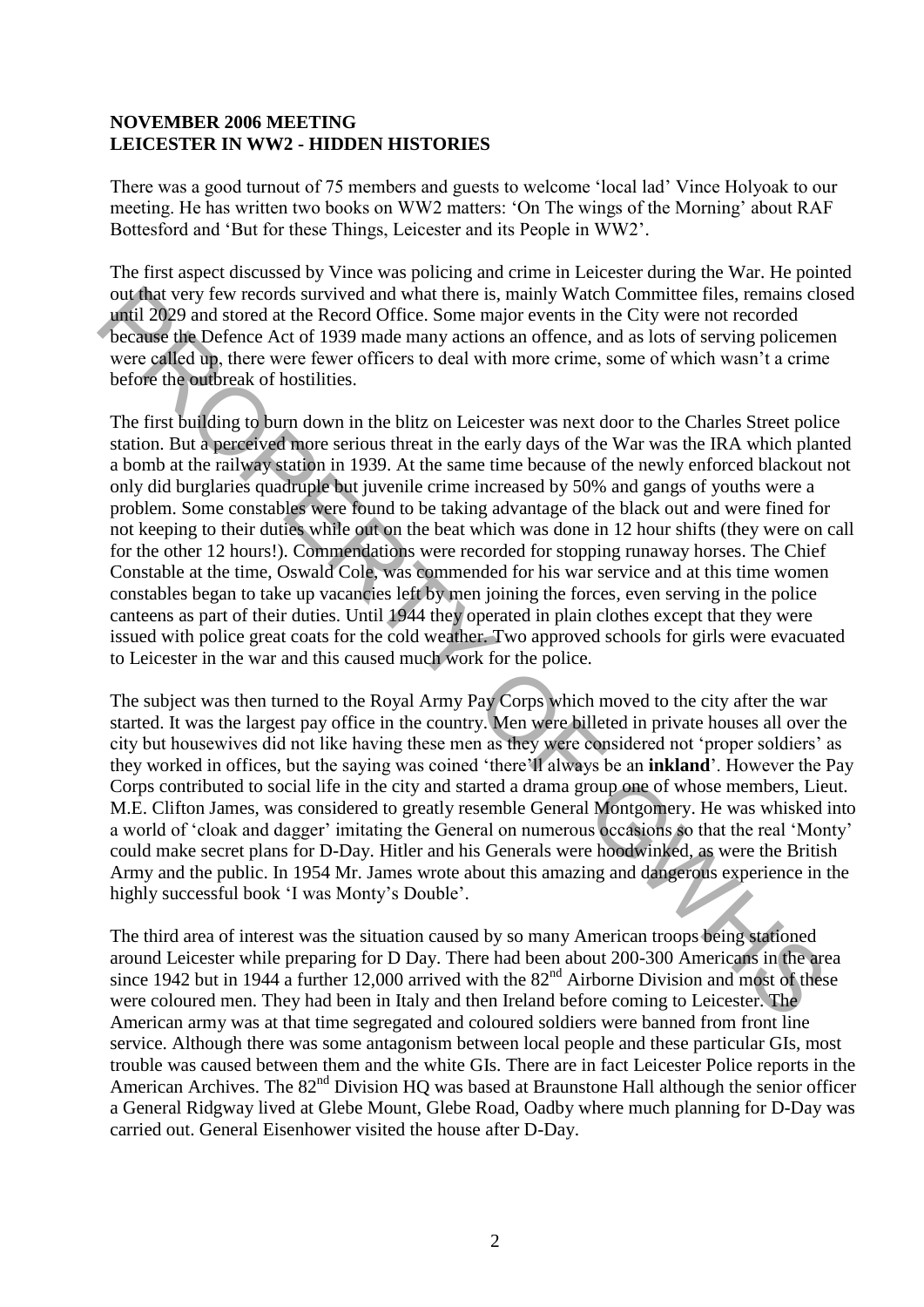**NOVEMBER 2006 MEETING**
**LEICESTER IN WW2 - HIDDEN HISTORIES**

There was a good turnout of 75 members and guests to welcome 'local lad' Vince Holyoak to our meeting. He has written two books on WW2 matters: 'On The wings of the Morning' about RAF Bottesford and 'But for these Things, Leicester and its People in WW2'.

The first aspect discussed by Vince was policing and crime in Leicester during the War. He pointed out that very few records survived and what there is, mainly Watch Committee files, remains closed until 2029 and stored at the Record Office. Some major events in the City were not recorded because the Defence Act of 1939 made many actions an offence, and as lots of serving policemen were called up, there were fewer officers to deal with more crime, some of which wasn't a crime before the outbreak of hostilities.

The first building to burn down in the blitz on Leicester was next door to the Charles Street police station. But a perceived more serious threat in the early days of the War was the IRA which planted a bomb at the railway station in 1939. At the same time because of the newly enforced blackout not only did burglaries quadruple but juvenile crime increased by 50% and gangs of youths were a problem. Some constables were found to be taking advantage of the black out and were fined for not keeping to their duties while out on the beat which was done in 12 hour shifts (they were on call for the other 12 hours!). Commendations were recorded for stopping runaway horses. The Chief Constable at the time, Oswald Cole, was commended for his war service and at this time women constables began to take up vacancies left by men joining the forces, even serving in the police canteens as part of their duties. Until 1944 they operated in plain clothes except that they were issued with police great coats for the cold weather. Two approved schools for girls were evacuated to Leicester in the war and this caused much work for the police.

The subject was then turned to the Royal Army Pay Corps which moved to the city after the war started. It was the largest pay office in the country. Men were billeted in private houses all over the city but housewives did not like having these men as they were considered not 'proper soldiers' as they worked in offices, but the saying was coined 'there'll always be an **inkland**'. However the Pay Corps contributed to social life in the city and started a drama group one of whose members, Lieut. M.E. Clifton James, was considered to greatly resemble General Montgomery. He was whisked into a world of 'cloak and dagger' imitating the General on numerous occasions so that the real 'Monty' could make secret plans for D-Day. Hitler and his Generals were hoodwinked, as were the British Army and the public. In 1954 Mr. James wrote about this amazing and dangerous experience in the highly successful book 'I was Monty's Double'.

The third area of interest was the situation caused by so many American troops being stationed around Leicester while preparing for D Day. There had been about 200-300 Americans in the area since 1942 but in 1944 a further 12,000 arrived with the 82nd Airborne Division and most of these were coloured men. They had been in Italy and then Ireland before coming to Leicester. The American army was at that time segregated and coloured soldiers were banned from front line service. Although there was some antagonism between local people and these particular GIs, most trouble was caused between them and the white GIs. There are in fact Leicester Police reports in the American Archives. The 82nd Division HQ was based at Braunstone Hall although the senior officer a General Ridgway lived at Glebe Mount, Glebe Road, Oadby where much planning for D-Day was carried out. General Eisenhower visited the house after D-Day.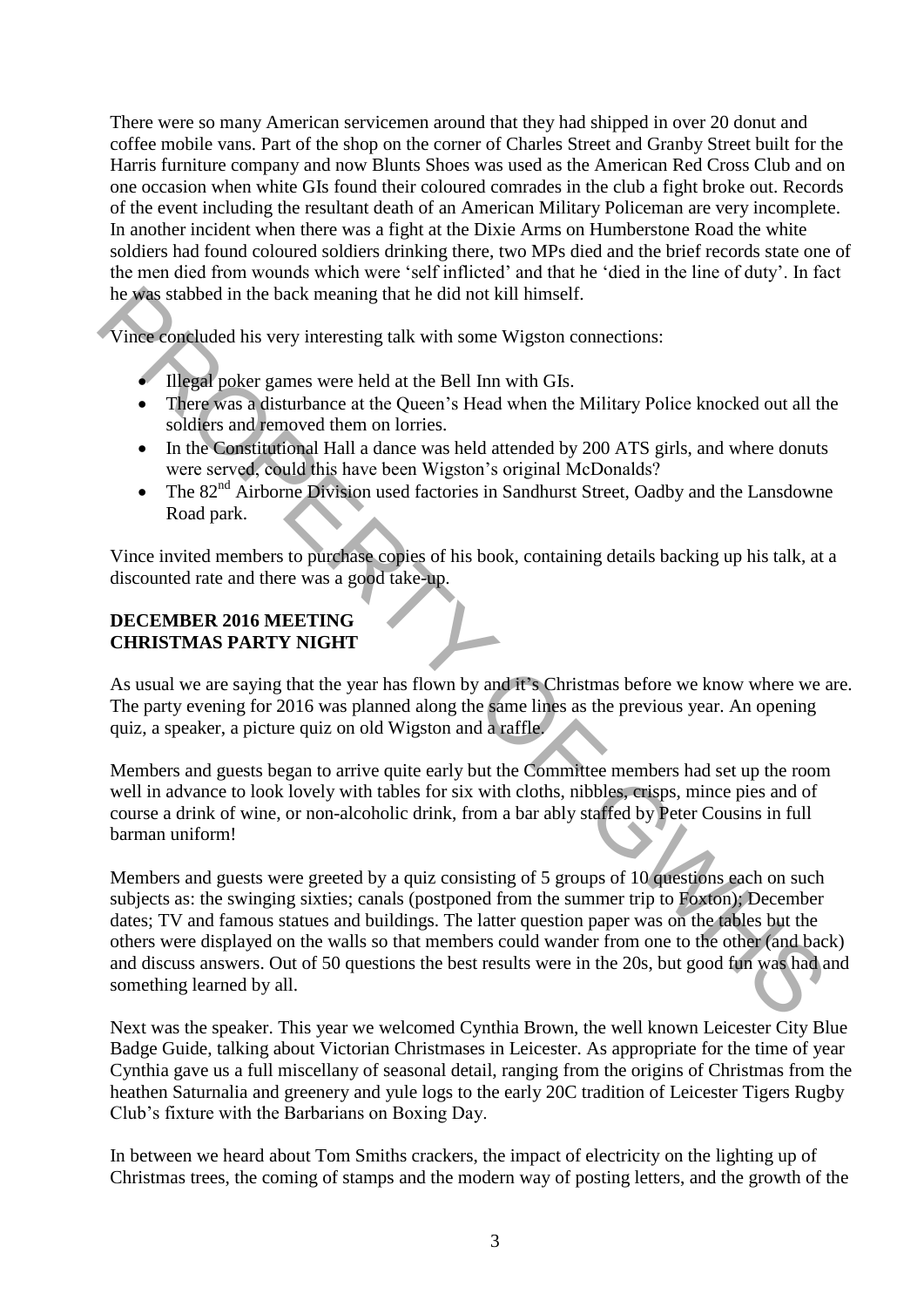There were so many American servicemen around that they had shipped in over 20 donut and coffee mobile vans. Part of the shop on the corner of Charles Street and Granby Street built for the Harris furniture company and now Blunts Shoes was used as the American Red Cross Club and on one occasion when white GIs found their coloured comrades in the club a fight broke out. Records of the event including the resultant death of an American Military Policeman are very incomplete. In another incident when there was a fight at the Dixie Arms on Humberstone Road the white soldiers had found coloured soldiers drinking there, two MPs died and the brief records state one of the men died from wounds which were 'self inflicted' and that he 'died in the line of duty'. In fact he was stabbed in the back meaning that he did not kill himself.

Vince concluded his very interesting talk with some Wigston connections:

- Illegal poker games were held at the Bell Inn with GIs.
- There was a disturbance at the Queen's Head when the Military Police knocked out all the soldiers and removed them on lorries.
- In the Constitutional Hall a dance was held attended by 200 ATS girls, and where donuts were served, could this have been Wigston's original McDonalds?
- The 82nd Airborne Division used factories in Sandhurst Street, Oadby and the Lansdowne Road park.

Vince invited members to purchase copies of his book, containing details backing up his talk, at a discounted rate and there was a good take-up.

**DECEMBER 2016 MEETING**
**CHRISTMAS PARTY NIGHT**

As usual we are saying that the year has flown by and it's Christmas before we know where we are. The party evening for 2016 was planned along the same lines as the previous year. An opening quiz, a speaker, a picture quiz on old Wigston and a raffle.

Members and guests began to arrive quite early but the Committee members had set up the room well in advance to look lovely with tables for six with cloths, nibbles, crisps, mince pies and of course a drink of wine, or non-alcoholic drink, from a bar ably staffed by Peter Cousins in full barman uniform!

Members and guests were greeted by a quiz consisting of 5 groups of 10 questions each on such subjects as: the swinging sixties; canals (postponed from the summer trip to Foxton); December dates; TV and famous statues and buildings. The latter question paper was on the tables but the others were displayed on the walls so that members could wander from one to the other (and back) and discuss answers. Out of 50 questions the best results were in the 20s, but good fun was had and something learned by all.

Next was the speaker. This year we welcomed Cynthia Brown, the well known Leicester City Blue Badge Guide, talking about Victorian Christmases in Leicester. As appropriate for the time of year Cynthia gave us a full miscellany of seasonal detail, ranging from the origins of Christmas from the heathen Saturnalia and greenery and yule logs to the early 20C tradition of Leicester Tigers Rugby Club's fixture with the Barbarians on Boxing Day.

In between we heard about Tom Smiths crackers, the impact of electricity on the lighting up of Christmas trees, the coming of stamps and the modern way of posting letters, and the growth of the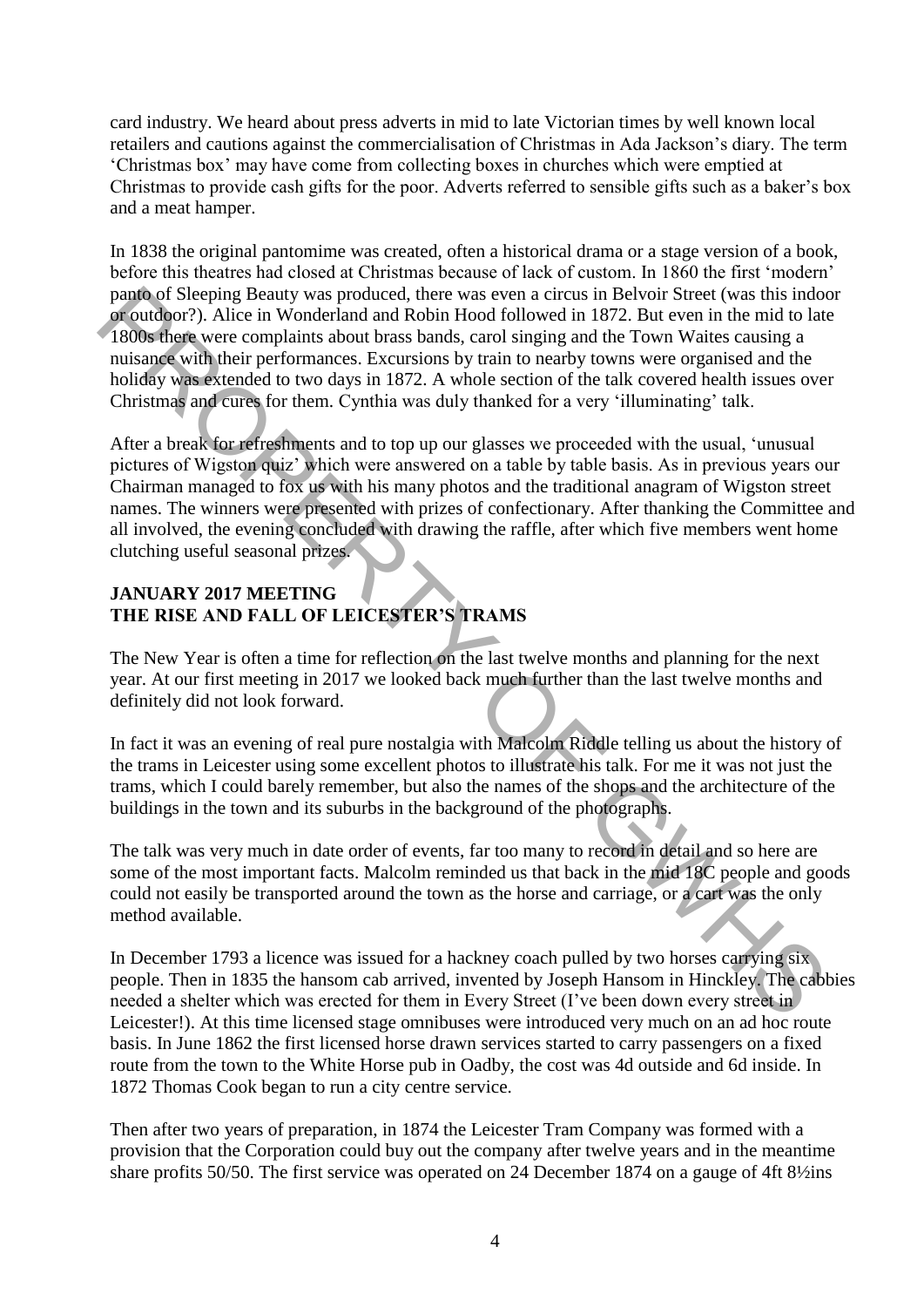card industry. We heard about press adverts in mid to late Victorian times by well known local retailers and cautions against the commercialisation of Christmas in Ada Jackson's diary. The term 'Christmas box' may have come from collecting boxes in churches which were emptied at Christmas to provide cash gifts for the poor. Adverts referred to sensible gifts such as a baker's box and a meat hamper.

In 1838 the original pantomime was created, often a historical drama or a stage version of a book, before this theatres had closed at Christmas because of lack of custom. In 1860 the first 'modern' panto of Sleeping Beauty was produced, there was even a circus in Belvoir Street (was this indoor or outdoor?). Alice in Wonderland and Robin Hood followed in 1872. But even in the mid to late 1800s there were complaints about brass bands, carol singing and the Town Waites causing a nuisance with their performances. Excursions by train to nearby towns were organised and the holiday was extended to two days in 1872. A whole section of the talk covered health issues over Christmas and cures for them. Cynthia was duly thanked for a very 'illuminating' talk.

After a break for refreshments and to top up our glasses we proceeded with the usual, 'unusual pictures of Wigston quiz' which were answered on a table by table basis. As in previous years our Chairman managed to fox us with his many photos and the traditional anagram of Wigston street names. The winners were presented with prizes of confectionary. After thanking the Committee and all involved, the evening concluded with drawing the raffle, after which five members went home clutching useful seasonal prizes.

## JANUARY 2017 MEETING
## THE RISE AND FALL OF LEICESTER'S TRAMS

The New Year is often a time for reflection on the last twelve months and planning for the next year. At our first meeting in 2017 we looked back much further than the last twelve months and definitely did not look forward.

In fact it was an evening of real pure nostalgia with Malcolm Riddle telling us about the history of the trams in Leicester using some excellent photos to illustrate his talk. For me it was not just the trams, which I could barely remember, but also the names of the shops and the architecture of the buildings in the town and its suburbs in the background of the photographs.

The talk was very much in date order of events, far too many to record in detail and so here are some of the most important facts. Malcolm reminded us that back in the mid 18C people and goods could not easily be transported around the town as the horse and carriage, or a cart was the only method available.

In December 1793 a licence was issued for a hackney coach pulled by two horses carrying six people. Then in 1835 the hansom cab arrived, invented by Joseph Hansom in Hinckley. The cabbies needed a shelter which was erected for them in Every Street (I've been down every street in Leicester!). At this time licensed stage omnibuses were introduced very much on an ad hoc route basis. In June 1862 the first licensed horse drawn services started to carry passengers on a fixed route from the town to the White Horse pub in Oadby, the cost was 4d outside and 6d inside. In 1872 Thomas Cook began to run a city centre service.

Then after two years of preparation, in 1874 the Leicester Tram Company was formed with a provision that the Corporation could buy out the company after twelve years and in the meantime share profits 50/50. The first service was operated on 24 December 1874 on a gauge of 4ft 8½ins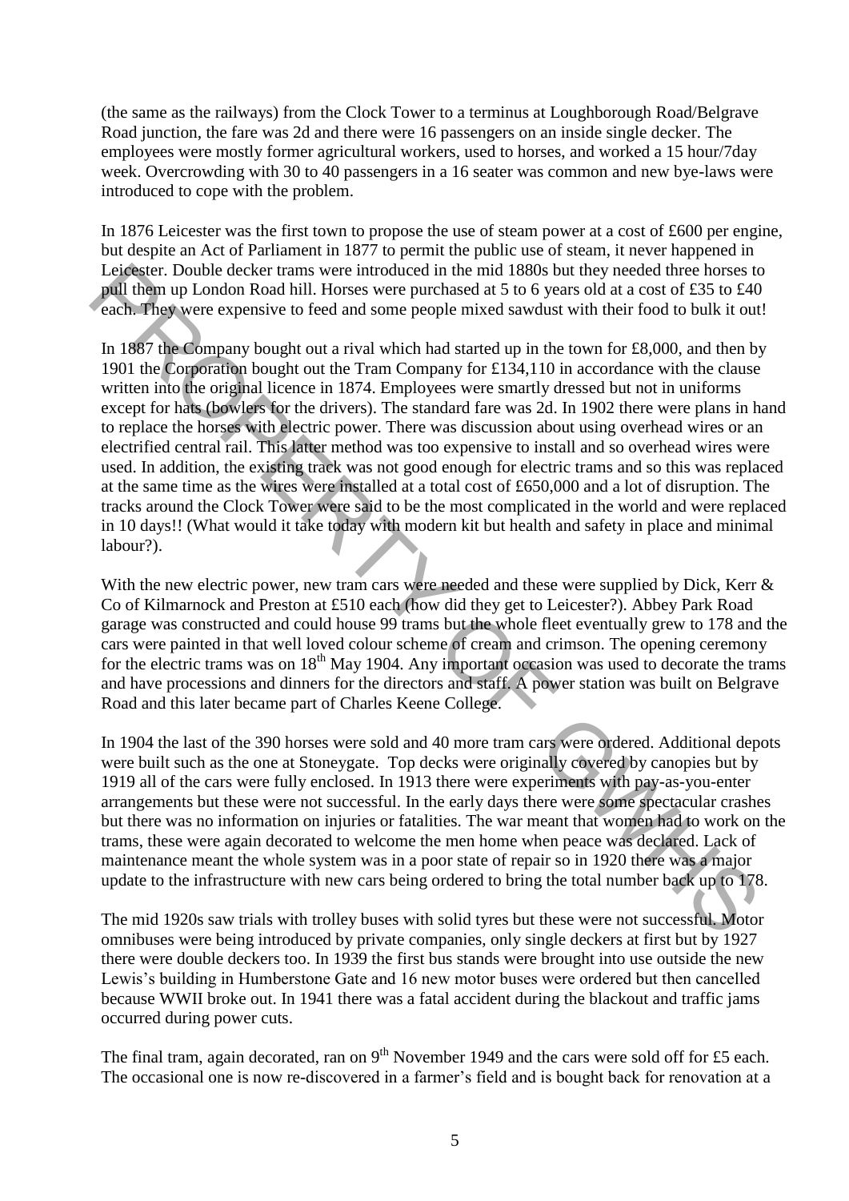(the same as the railways) from the Clock Tower to a terminus at Loughborough Road/Belgrave Road junction, the fare was 2d and there were 16 passengers on an inside single decker. The employees were mostly former agricultural workers, used to horses, and worked a 15 hour/7day week. Overcrowding with 30 to 40 passengers in a 16 seater was common and new bye-laws were introduced to cope with the problem.

In 1876 Leicester was the first town to propose the use of steam power at a cost of £600 per engine, but despite an Act of Parliament in 1877 to permit the public use of steam, it never happened in Leicester. Double decker trams were introduced in the mid 1880s but they needed three horses to pull them up London Road hill. Horses were purchased at 5 to 6 years old at a cost of £35 to £40 each. They were expensive to feed and some people mixed sawdust with their food to bulk it out!

In 1887 the Company bought out a rival which had started up in the town for £8,000, and then by 1901 the Corporation bought out the Tram Company for £134,110 in accordance with the clause written into the original licence in 1874. Employees were smartly dressed but not in uniforms except for hats (bowlers for the drivers). The standard fare was 2d. In 1902 there were plans in hand to replace the horses with electric power. There was discussion about using overhead wires or an electrified central rail. This latter method was too expensive to install and so overhead wires were used. In addition, the existing track was not good enough for electric trams and so this was replaced at the same time as the wires were installed at a total cost of £650,000 and a lot of disruption. The tracks around the Clock Tower were said to be the most complicated in the world and were replaced in 10 days!! (What would it take today with modern kit but health and safety in place and minimal labour?).

With the new electric power, new tram cars were needed and these were supplied by Dick, Kerr & Co of Kilmarnock and Preston at £510 each (how did they get to Leicester?). Abbey Park Road garage was constructed and could house 99 trams but the whole fleet eventually grew to 178 and the cars were painted in that well loved colour scheme of cream and crimson. The opening ceremony for the electric trams was on 18th May 1904. Any important occasion was used to decorate the trams and have processions and dinners for the directors and staff. A power station was built on Belgrave Road and this later became part of Charles Keene College.

In 1904 the last of the 390 horses were sold and 40 more tram cars were ordered. Additional depots were built such as the one at Stoneygate. Top decks were originally covered by canopies but by 1919 all of the cars were fully enclosed. In 1913 there were experiments with pay-as-you-enter arrangements but these were not successful. In the early days there were some spectacular crashes but there was no information on injuries or fatalities. The war meant that women had to work on the trams, these were again decorated to welcome the men home when peace was declared. Lack of maintenance meant the whole system was in a poor state of repair so in 1920 there was a major update to the infrastructure with new cars being ordered to bring the total number back up to 178.

The mid 1920s saw trials with trolley buses with solid tyres but these were not successful. Motor omnibuses were being introduced by private companies, only single deckers at first but by 1927 there were double deckers too. In 1939 the first bus stands were brought into use outside the new Lewis's building in Humberstone Gate and 16 new motor buses were ordered but then cancelled because WWII broke out. In 1941 there was a fatal accident during the blackout and traffic jams occurred during power cuts.

The final tram, again decorated, ran on 9th November 1949 and the cars were sold off for £5 each. The occasional one is now re-discovered in a farmer's field and is bought back for renovation at a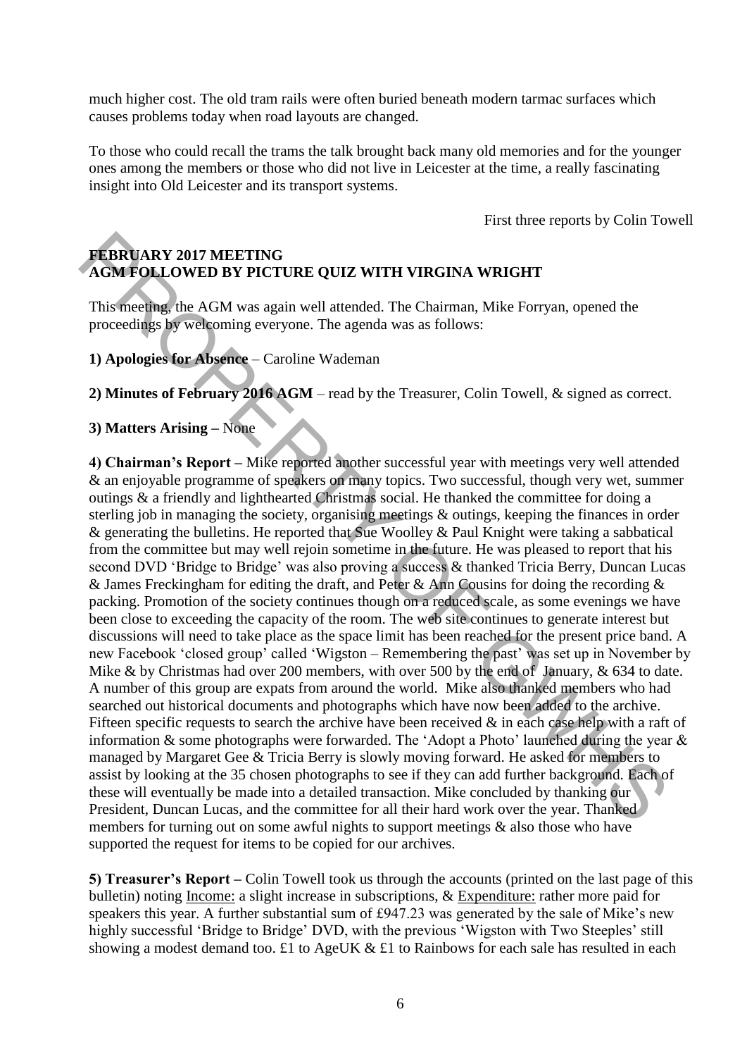much higher cost. The old tram rails were often buried beneath modern tarmac surfaces which causes problems today when road layouts are changed.

To those who could recall the trams the talk brought back many old memories and for the younger ones among the members or those who did not live in Leicester at the time, a really fascinating insight into Old Leicester and its transport systems.

First three reports by Colin Towell

**FEBRUARY 2017 MEETING**
**AGM FOLLOWED BY PICTURE QUIZ WITH VIRGINA WRIGHT**

This meeting, the AGM was again well attended. The Chairman, Mike Forryan, opened the proceedings by welcoming everyone. The agenda was as follows:

**1) Apologies for Absence** – Caroline Wademan

**2) Minutes of February 2016 AGM** – read by the Treasurer, Colin Towell, & signed as correct.

**3) Matters Arising** – None

**4) Chairman's Report** – Mike reported another successful year with meetings very well attended & an enjoyable programme of speakers on many topics. Two successful, though very wet, summer outings & a friendly and lighthearted Christmas social. He thanked the committee for doing a sterling job in managing the society, organising meetings & outings, keeping the finances in order & generating the bulletins. He reported that Sue Woolley & Paul Knight were taking a sabbatical from the committee but may well rejoin sometime in the future. He was pleased to report that his second DVD 'Bridge to Bridge' was also proving a success & thanked Tricia Berry, Duncan Lucas & James Freckingham for editing the draft, and Peter & Ann Cousins for doing the recording & packing. Promotion of the society continues though on a reduced scale, as some evenings we have been close to exceeding the capacity of the room. The web site continues to generate interest but discussions will need to take place as the space limit has been reached for the present price band. A new Facebook 'closed group' called 'Wigston – Remembering the past' was set up in November by Mike & by Christmas had over 200 members, with over 500 by the end of January, & 634 to date. A number of this group are expats from around the world. Mike also thanked members who had searched out historical documents and photographs which have now been added to the archive. Fifteen specific requests to search the archive have been received & in each case help with a raft of information & some photographs were forwarded. The 'Adopt a Photo' launched during the year & managed by Margaret Gee & Tricia Berry is slowly moving forward. He asked for members to assist by looking at the 35 chosen photographs to see if they can add further background. Each of these will eventually be made into a detailed transaction. Mike concluded by thanking our President, Duncan Lucas, and the committee for all their hard work over the year. Thanked members for turning out on some awful nights to support meetings & also those who have supported the request for items to be copied for our archives.

**5) Treasurer's Report** – Colin Towell took us through the accounts (printed on the last page of this bulletin) noting Income: a slight increase in subscriptions, & Expenditure: rather more paid for speakers this year. A further substantial sum of £947.23 was generated by the sale of Mike's new highly successful 'Bridge to Bridge' DVD, with the previous 'Wigston with Two Steeples' still showing a modest demand too. £1 to AgeUK & £1 to Rainbows for each sale has resulted in each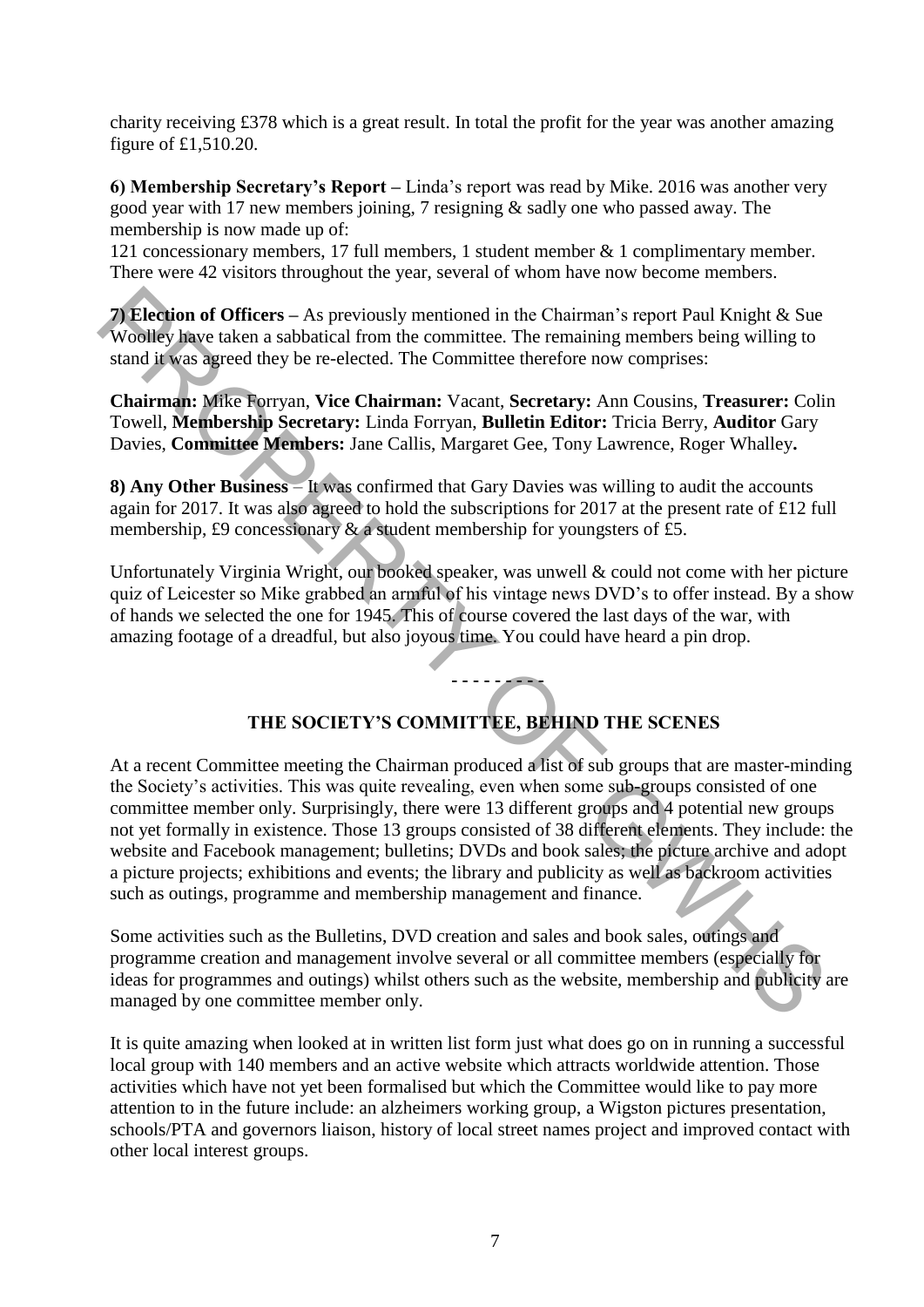charity receiving £378 which is a great result. In total the profit for the year was another amazing figure of £1,510.20.

**6) Membership Secretary's Report –** Linda's report was read by Mike. 2016 was another very good year with 17 new members joining, 7 resigning & sadly one who passed away. The membership is now made up of:
121 concessionary members, 17 full members, 1 student member & 1 complimentary member. There were 42 visitors throughout the year, several of whom have now become members.

**7) Election of Officers –** As previously mentioned in the Chairman's report Paul Knight & Sue Woolley have taken a sabbatical from the committee. The remaining members being willing to stand it was agreed they be re-elected. The Committee therefore now comprises:

**Chairman:** Mike Forryan, **Vice Chairman:** Vacant, **Secretary:** Ann Cousins, **Treasurer:** Colin Towell, **Membership Secretary:** Linda Forryan, **Bulletin Editor:** Tricia Berry, **Auditor** Gary Davies, **Committee Members:** Jane Callis, Margaret Gee, Tony Lawrence, Roger Whalley**.**

**8) Any Other Business** – It was confirmed that Gary Davies was willing to audit the accounts again for 2017. It was also agreed to hold the subscriptions for 2017 at the present rate of £12 full membership, £9 concessionary & a student membership for youngsters of £5.

Unfortunately Virginia Wright, our booked speaker, was unwell & could not come with her picture quiz of Leicester so Mike grabbed an armful of his vintage news DVD's to offer instead. By a show of hands we selected the one for 1945. This of course covered the last days of the war, with amazing footage of a dreadful, but also joyous time. You could have heard a pin drop.

- - - - - - - - -

## THE SOCIETY'S COMMITTEE, BEHIND THE SCENES

At a recent Committee meeting the Chairman produced a list of sub groups that are master-minding the Society's activities. This was quite revealing, even when some sub-groups consisted of one committee member only. Surprisingly, there were 13 different groups and 4 potential new groups not yet formally in existence. Those 13 groups consisted of 38 different elements. They include: the website and Facebook management; bulletins; DVDs and book sales; the picture archive and adopt a picture projects; exhibitions and events; the library and publicity as well as backroom activities such as outings, programme and membership management and finance.

Some activities such as the Bulletins, DVD creation and sales and book sales, outings and programme creation and management involve several or all committee members (especially for ideas for programmes and outings) whilst others such as the website, membership and publicity are managed by one committee member only.

It is quite amazing when looked at in written list form just what does go on in running a successful local group with 140 members and an active website which attracts worldwide attention. Those activities which have not yet been formalised but which the Committee would like to pay more attention to in the future include: an alzheimers working group, a Wigston pictures presentation, schools/PTA and governors liaison, history of local street names project and improved contact with other local interest groups.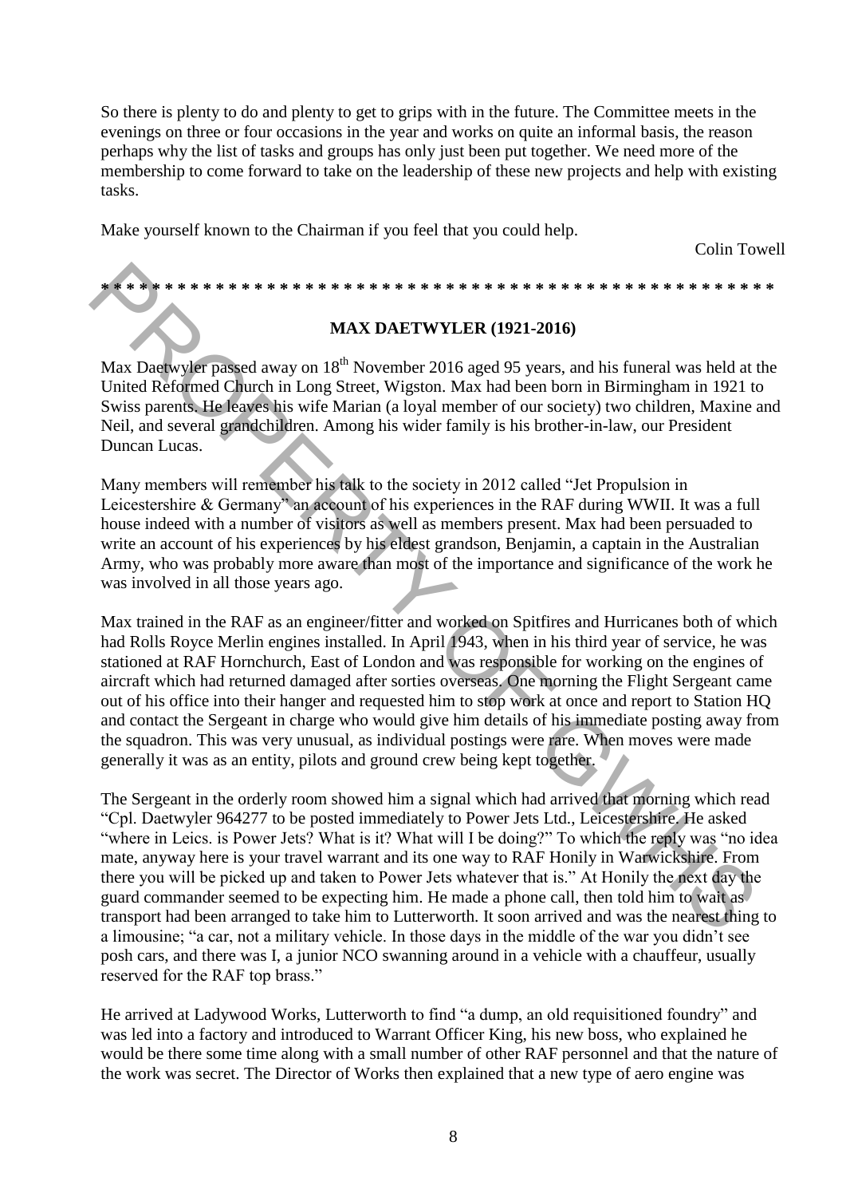So there is plenty to do and plenty to get to grips with in the future. The Committee meets in the evenings on three or four occasions in the year and works on quite an informal basis, the reason perhaps why the list of tasks and groups has only just been put together. We need more of the membership to come forward to take on the leadership of these new projects and help with existing tasks.

Make yourself known to the Chairman if you feel that you could help.

Colin Towell

* * * * * * * * * * * * * * * * * * * * * * * * * * * * * * * * * * * * * * * * * * * * * * * * * * * *

**MAX DAETWYLER (1921-2016)**

Max Daetwyler passed away on 18th November 2016 aged 95 years, and his funeral was held at the United Reformed Church in Long Street, Wigston. Max had been born in Birmingham in 1921 to Swiss parents. He leaves his wife Marian (a loyal member of our society) two children, Maxine and Neil, and several grandchildren. Among his wider family is his brother-in-law, our President Duncan Lucas.

Many members will remember his talk to the society in 2012 called "Jet Propulsion in Leicestershire & Germany" an account of his experiences in the RAF during WWII. It was a full house indeed with a number of visitors as well as members present. Max had been persuaded to write an account of his experiences by his eldest grandson, Benjamin, a captain in the Australian Army, who was probably more aware than most of the importance and significance of the work he was involved in all those years ago.

Max trained in the RAF as an engineer/fitter and worked on Spitfires and Hurricanes both of which had Rolls Royce Merlin engines installed. In April 1943, when in his third year of service, he was stationed at RAF Hornchurch, East of London and was responsible for working on the engines of aircraft which had returned damaged after sorties overseas. One morning the Flight Sergeant came out of his office into their hanger and requested him to stop work at once and report to Station HQ and contact the Sergeant in charge who would give him details of his immediate posting away from the squadron. This was very unusual, as individual postings were rare. When moves were made generally it was as an entity, pilots and ground crew being kept together.

The Sergeant in the orderly room showed him a signal which had arrived that morning which read "Cpl. Daetwyler 964277 to be posted immediately to Power Jets Ltd., Leicestershire. He asked "where in Leics. is Power Jets? What is it? What will I be doing?" To which the reply was "no idea mate, anyway here is your travel warrant and its one way to RAF Honily in Warwickshire. From there you will be picked up and taken to Power Jets whatever that is." At Honily the next day the guard commander seemed to be expecting him. He made a phone call, then told him to wait as transport had been arranged to take him to Lutterworth. It soon arrived and was the nearest thing to a limousine; "a car, not a military vehicle. In those days in the middle of the war you didn't see posh cars, and there was I, a junior NCO swanning around in a vehicle with a chauffeur, usually reserved for the RAF top brass."

He arrived at Ladywood Works, Lutterworth to find "a dump, an old requisitioned foundry" and was led into a factory and introduced to Warrant Officer King, his new boss, who explained he would be there some time along with a small number of other RAF personnel and that the nature of the work was secret. The Director of Works then explained that a new type of aero engine was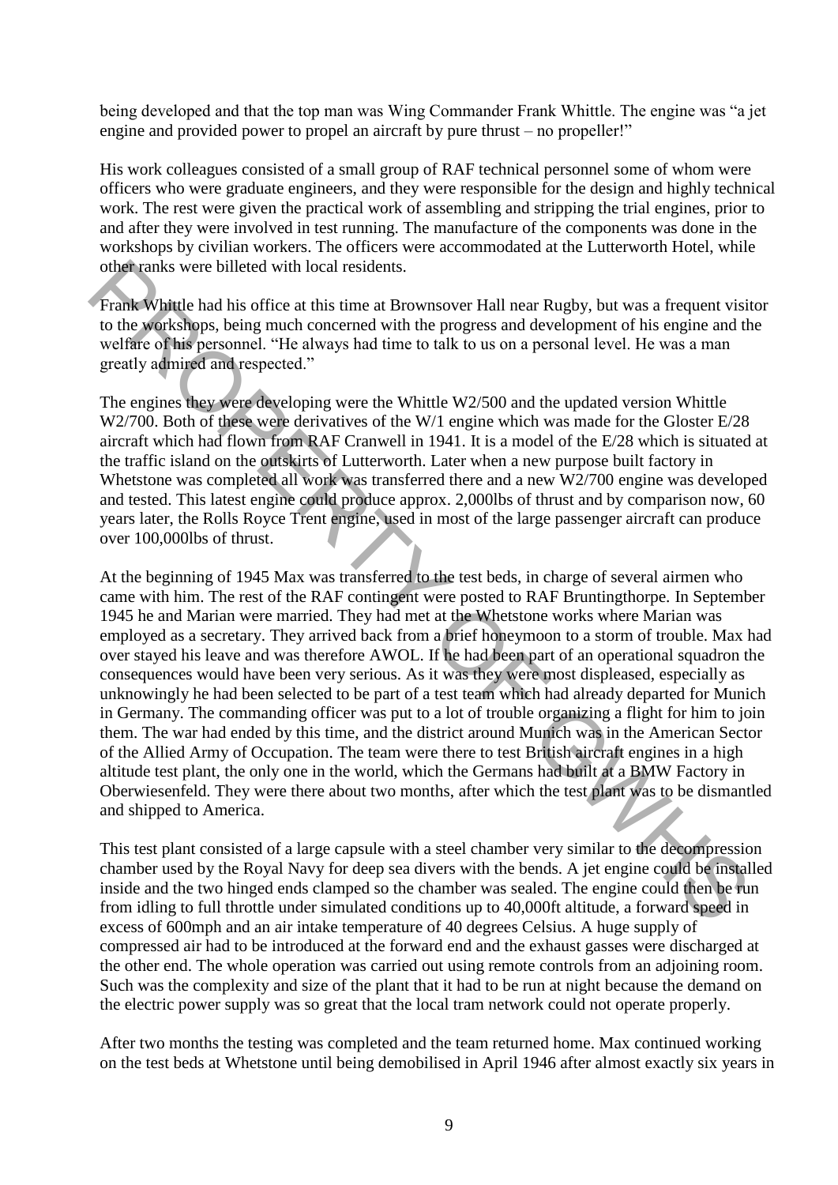being developed and that the top man was Wing Commander Frank Whittle. The engine was "a jet engine and provided power to propel an aircraft by pure thrust – no propeller!"

His work colleagues consisted of a small group of RAF technical personnel some of whom were officers who were graduate engineers, and they were responsible for the design and highly technical work. The rest were given the practical work of assembling and stripping the trial engines, prior to and after they were involved in test running. The manufacture of the components was done in the workshops by civilian workers. The officers were accommodated at the Lutterworth Hotel, while other ranks were billeted with local residents.

Frank Whittle had his office at this time at Brownsover Hall near Rugby, but was a frequent visitor to the workshops, being much concerned with the progress and development of his engine and the welfare of his personnel. "He always had time to talk to us on a personal level. He was a man greatly admired and respected."

The engines they were developing were the Whittle W2/500 and the updated version Whittle W2/700. Both of these were derivatives of the W/1 engine which was made for the Gloster E/28 aircraft which had flown from RAF Cranwell in 1941. It is a model of the E/28 which is situated at the traffic island on the outskirts of Lutterworth. Later when a new purpose built factory in Whetstone was completed all work was transferred there and a new W2/700 engine was developed and tested. This latest engine could produce approx. 2,000lbs of thrust and by comparison now, 60 years later, the Rolls Royce Trent engine, used in most of the large passenger aircraft can produce over 100,000lbs of thrust.

At the beginning of 1945 Max was transferred to the test beds, in charge of several airmen who came with him. The rest of the RAF contingent were posted to RAF Bruntingthorpe. In September 1945 he and Marian were married. They had met at the Whetstone works where Marian was employed as a secretary. They arrived back from a brief honeymoon to a storm of trouble. Max had over stayed his leave and was therefore AWOL. If he had been part of an operational squadron the consequences would have been very serious. As it was they were most displeased, especially as unknowingly he had been selected to be part of a test team which had already departed for Munich in Germany. The commanding officer was put to a lot of trouble organizing a flight for him to join them. The war had ended by this time, and the district around Munich was in the American Sector of the Allied Army of Occupation. The team were there to test British aircraft engines in a high altitude test plant, the only one in the world, which the Germans had built at a BMW Factory in Oberwiesenfeld. They were there about two months, after which the test plant was to be dismantled and shipped to America.

This test plant consisted of a large capsule with a steel chamber very similar to the decompression chamber used by the Royal Navy for deep sea divers with the bends. A jet engine could be installed inside and the two hinged ends clamped so the chamber was sealed. The engine could then be run from idling to full throttle under simulated conditions up to 40,000ft altitude, a forward speed in excess of 600mph and an air intake temperature of 40 degrees Celsius. A huge supply of compressed air had to be introduced at the forward end and the exhaust gasses were discharged at the other end. The whole operation was carried out using remote controls from an adjoining room. Such was the complexity and size of the plant that it had to be run at night because the demand on the electric power supply was so great that the local tram network could not operate properly.

After two months the testing was completed and the team returned home. Max continued working on the test beds at Whetstone until being demobilised in April 1946 after almost exactly six years in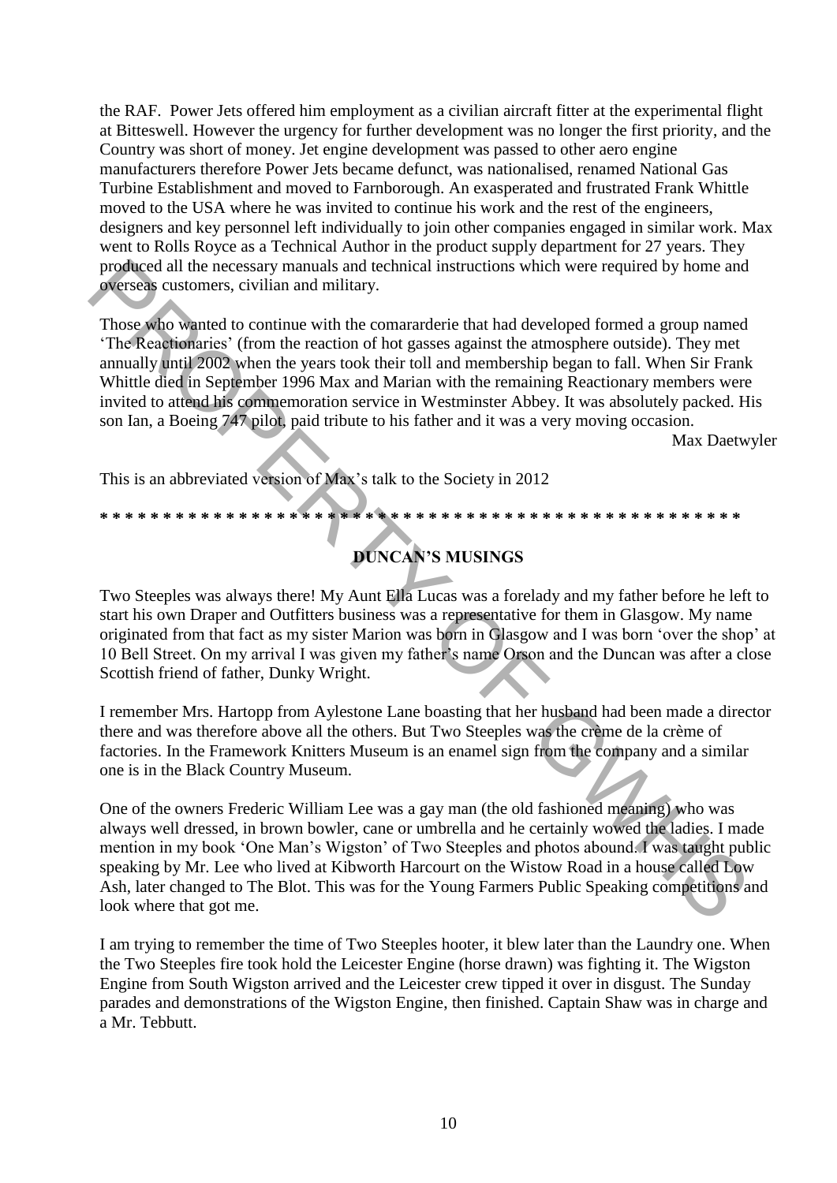the RAF. Power Jets offered him employment as a civilian aircraft fitter at the experimental flight at Bitteswell. However the urgency for further development was no longer the first priority, and the Country was short of money. Jet engine development was passed to other aero engine manufacturers therefore Power Jets became defunct, was nationalised, renamed National Gas Turbine Establishment and moved to Farnborough. An exasperated and frustrated Frank Whittle moved to the USA where he was invited to continue his work and the rest of the engineers, designers and key personnel left individually to join other companies engaged in similar work. Max went to Rolls Royce as a Technical Author in the product supply department for 27 years. They produced all the necessary manuals and technical instructions which were required by home and overseas customers, civilian and military.

Those who wanted to continue with the comararderie that had developed formed a group named 'The Reactionaries' (from the reaction of hot gasses against the atmosphere outside). They met annually until 2002 when the years took their toll and membership began to fall. When Sir Frank Whittle died in September 1996 Max and Marian with the remaining Reactionary members were invited to attend his commemoration service in Westminster Abbey. It was absolutely packed. His son Ian, a Boeing 747 pilot, paid tribute to his father and it was a very moving occasion.

Max Daetwyler

This is an abbreviated version of Max's talk to the Society in 2012

* * * * * * * * * * * * * * * * * * * * * * * * * * * * * * * * * * * * * * * * * * * * * * * * * *

## DUNCAN'S MUSINGS

Two Steeples was always there! My Aunt Ella Lucas was a forelady and my father before he left to start his own Draper and Outfitters business was a representative for them in Glasgow. My name originated from that fact as my sister Marion was born in Glasgow and I was born 'over the shop' at 10 Bell Street. On my arrival I was given my father's name Orson and the Duncan was after a close Scottish friend of father, Dunky Wright.

I remember Mrs. Hartopp from Aylestone Lane boasting that her husband had been made a director there and was therefore above all the others. But Two Steeples was the crème de la crème of factories. In the Framework Knitters Museum is an enamel sign from the company and a similar one is in the Black Country Museum.

One of the owners Frederic William Lee was a gay man (the old fashioned meaning) who was always well dressed, in brown bowler, cane or umbrella and he certainly wowed the ladies. I made mention in my book 'One Man's Wigston' of Two Steeples and photos abound. I was taught public speaking by Mr. Lee who lived at Kibworth Harcourt on the Wistow Road in a house called Low Ash, later changed to The Blot. This was for the Young Farmers Public Speaking competitions and look where that got me.

I am trying to remember the time of Two Steeples hooter, it blew later than the Laundry one. When the Two Steeples fire took hold the Leicester Engine (horse drawn) was fighting it. The Wigston Engine from South Wigston arrived and the Leicester crew tipped it over in disgust. The Sunday parades and demonstrations of the Wigston Engine, then finished. Captain Shaw was in charge and a Mr. Tebbutt.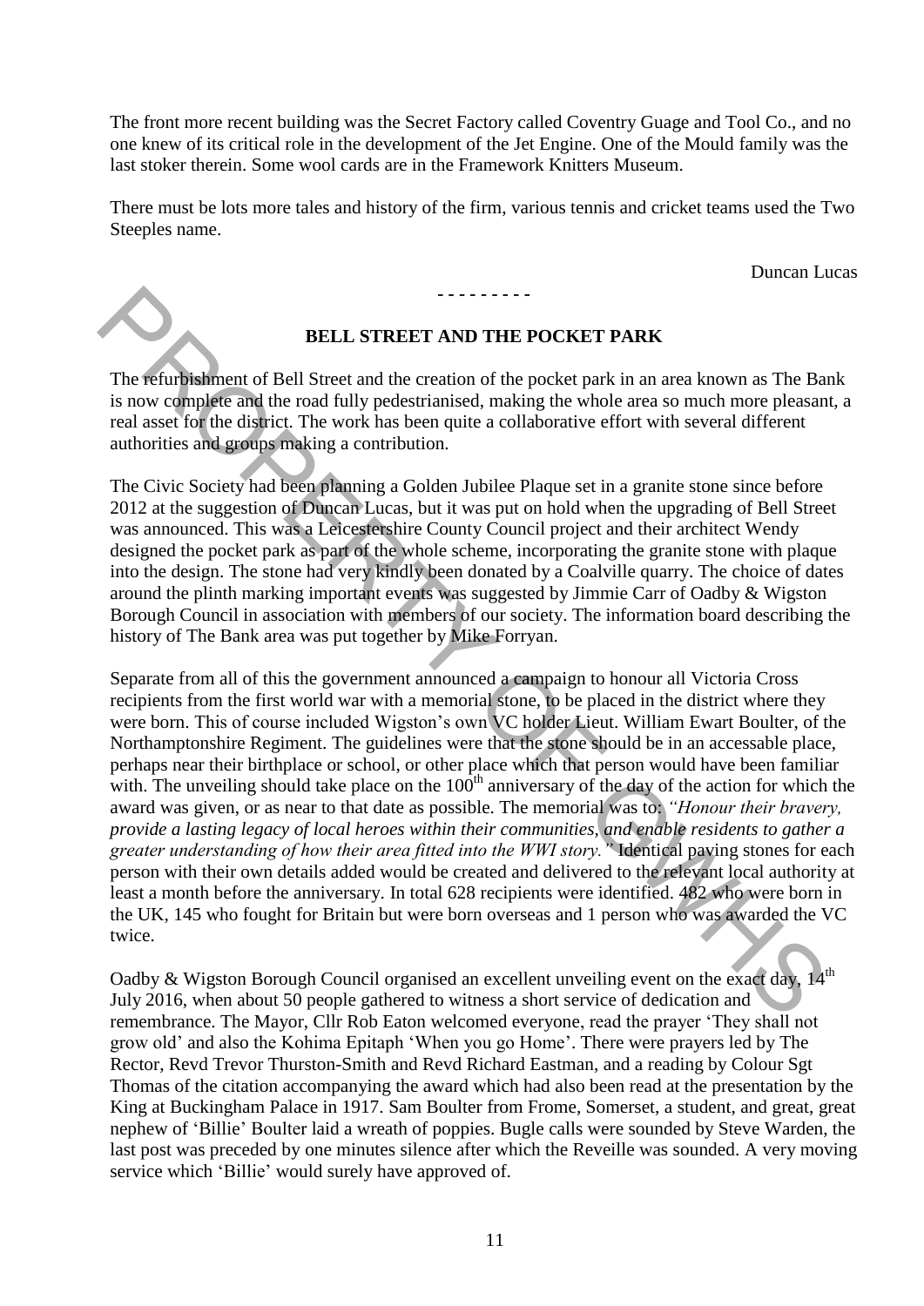The front more recent building was the Secret Factory called Coventry Guage and Tool Co., and no one knew of its critical role in the development of the Jet Engine. One of the Mould family was the last stoker therein. Some wool cards are in the Framework Knitters Museum.

There must be lots more tales and history of the firm, various tennis and cricket teams used the Two Steeples name.

Duncan Lucas

- - - - - - - - -

**BELL STREET AND THE POCKET PARK**

The refurbishment of Bell Street and the creation of the pocket park in an area known as The Bank is now complete and the road fully pedestrianised, making the whole area so much more pleasant, a real asset for the district. The work has been quite a collaborative effort with several different authorities and groups making a contribution.

The Civic Society had been planning a Golden Jubilee Plaque set in a granite stone since before 2012 at the suggestion of Duncan Lucas, but it was put on hold when the upgrading of Bell Street was announced. This was a Leicestershire County Council project and their architect Wendy designed the pocket park as part of the whole scheme, incorporating the granite stone with plaque into the design. The stone had very kindly been donated by a Coalville quarry. The choice of dates around the plinth marking important events was suggested by Jimmie Carr of Oadby & Wigston Borough Council in association with members of our society. The information board describing the history of The Bank area was put together by Mike Forryan.

Separate from all of this the government announced a campaign to honour all Victoria Cross recipients from the first world war with a memorial stone, to be placed in the district where they were born. This of course included Wigston's own VC holder Lieut. William Ewart Boulter, of the Northamptonshire Regiment. The guidelines were that the stone should be in an accessable place, perhaps near their birthplace or school, or other place which that person would have been familiar with. The unveiling should take place on the 100th anniversary of the day of the action for which the award was given, or as near to that date as possible. The memorial was to: *"Honour their bravery, provide a lasting legacy of local heroes within their communities, and enable residents to gather a greater understanding of how their area fitted into the WWI story."* Identical paving stones for each person with their own details added would be created and delivered to the relevant local authority at least a month before the anniversary. In total 628 recipients were identified. 482 who were born in the UK, 145 who fought for Britain but were born overseas and 1 person who was awarded the VC twice.

Oadby & Wigston Borough Council organised an excellent unveiling event on the exact day, 14th July 2016, when about 50 people gathered to witness a short service of dedication and remembrance. The Mayor, Cllr Rob Eaton welcomed everyone, read the prayer 'They shall not grow old' and also the Kohima Epitaph 'When you go Home'. There were prayers led by The Rector, Revd Trevor Thurston-Smith and Revd Richard Eastman, and a reading by Colour Sgt Thomas of the citation accompanying the award which had also been read at the presentation by the King at Buckingham Palace in 1917. Sam Boulter from Frome, Somerset, a student, and great, great nephew of 'Billie' Boulter laid a wreath of poppies. Bugle calls were sounded by Steve Warden, the last post was preceded by one minutes silence after which the Reveille was sounded. A very moving service which 'Billie' would surely have approved of.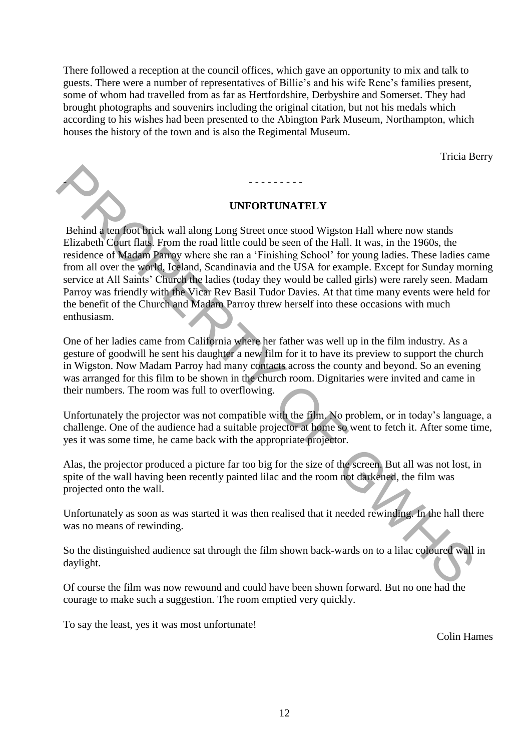There followed a reception at the council offices, which gave an opportunity to mix and talk to guests. There were a number of representatives of Billie's and his wife Rene's families present, some of whom had travelled from as far as Hertfordshire, Derbyshire and Somerset. They had brought photographs and souvenirs including the original citation, but not his medals which according to his wishes had been presented to the Abington Park Museum, Northampton, which houses the history of the town and is also the Regimental Museum.

Tricia Berry

- - - - - - - - -

## UNFORTUNATELY

Behind a ten foot brick wall along Long Street once stood Wigston Hall where now stands Elizabeth Court flats. From the road little could be seen of the Hall. It was, in the 1960s, the residence of Madam Parroy where she ran a 'Finishing School' for young ladies. These ladies came from all over the world, Iceland, Scandinavia and the USA for example. Except for Sunday morning service at All Saints' Church the ladies (today they would be called girls) were rarely seen. Madam Parroy was friendly with the Vicar Rev Basil Tudor Davies. At that time many events were held for the benefit of the Church and Madam Parroy threw herself into these occasions with much enthusiasm.

One of her ladies came from California where her father was well up in the film industry. As a gesture of goodwill he sent his daughter a new film for it to have its preview to support the church in Wigston. Now Madam Parroy had many contacts across the county and beyond. So an evening was arranged for this film to be shown in the church room. Dignitaries were invited and came in their numbers. The room was full to overflowing.

Unfortunately the projector was not compatible with the film. No problem, or in today's language, a challenge. One of the audience had a suitable projector at home so went to fetch it. After some time, yes it was some time, he came back with the appropriate projector.

Alas, the projector produced a picture far too big for the size of the screen. But all was not lost, in spite of the wall having been recently painted lilac and the room not darkened, the film was projected onto the wall.

Unfortunately as soon as was started it was then realised that it needed rewinding. In the hall there was no means of rewinding.

So the distinguished audience sat through the film shown back-wards on to a lilac coloured wall in daylight.

Of course the film was now rewound and could have been shown forward. But no one had the courage to make such a suggestion. The room emptied very quickly.

To say the least, yes it was most unfortunate!

Colin Hames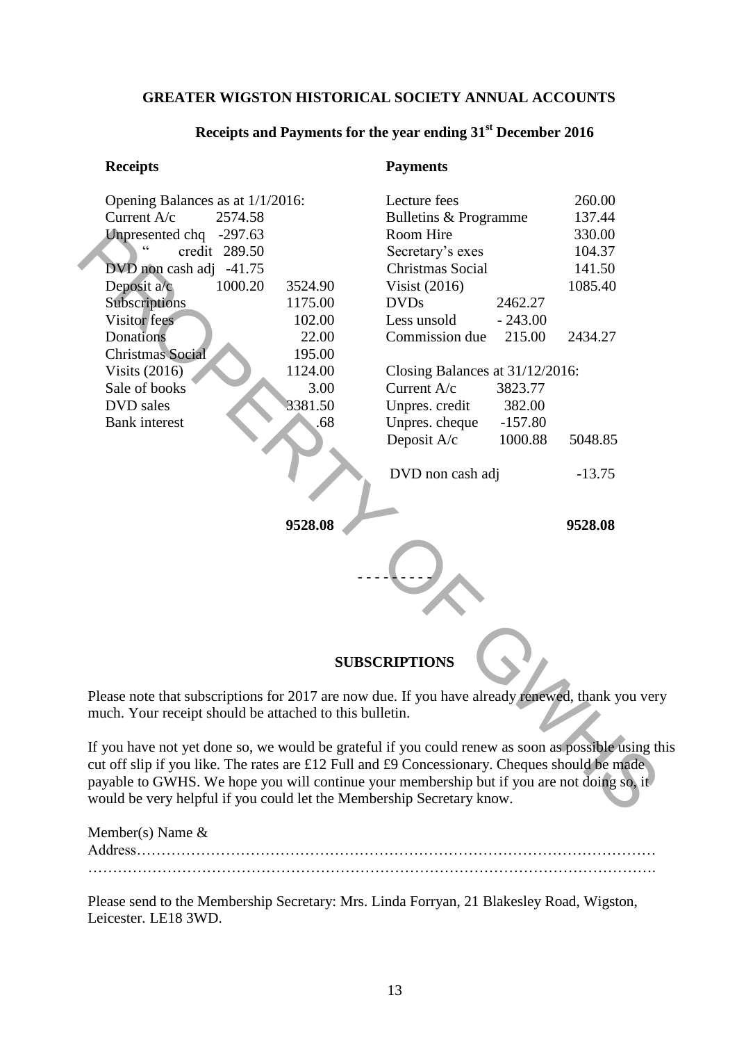**GREATER WIGSTON HISTORICAL SOCIETY ANNUAL ACCOUNTS**

**Receipts and Payments for the year ending 31st December 2016**

| **Receipts** | | | **Payments** | | |
|---|---|---|---|---|---|
| Opening Balances as at 1/1/2016: | | | Lecture fees | | 260.00 |
| Current A/c | 2574.58 | | Bulletins & Programme | | 137.44 |
| Unpresented chq | -297.63 | | Room Hire | | 330.00 |
| " credit | 289.50 | | Secretary's exes | | 104.37 |
| DVD non cash adj | -41.75 | | Christmas Social | | 141.50 |
| Deposit a/c | 1000.20 | 3524.90 | Visist (2016) | | 1085.40 |
| Subscriptions | | 1175.00 | DVDs | 2462.27 | |
| Visitor fees | | 102.00 | Less unsold | - 243.00 | |
| Donations | | 22.00 | Commission due | 215.00 | 2434.27 |
| Christmas Social | | 195.00 | | | |
| Visits (2016) | | 1124.00 | Closing Balances at 31/12/2016: | | |
| Sale of books | | 3.00 | Current A/c | 3823.77 | |
| DVD sales | | 3381.50 | Unpres. credit | 382.00 | |
| Bank interest | | .68 | Unpres. cheque | -157.80 | |
| | | | Deposit A/c | 1000.88 | 5048.85 |
| | | | DVD non cash adj | | -13.75 |
| | | **9528.08** | | | **9528.08** |

\- - - - - - - - -

**SUBSCRIPTIONS**

Please note that subscriptions for 2017 are now due. If you have already renewed, thank you very much. Your receipt should be attached to this bulletin.

If you have not yet done so, we would be grateful if you could renew as soon as possible using this cut off slip if you like. The rates are £12 Full and £9 Concessionary. Cheques should be made payable to GWHS. We hope you will continue your membership but if you are not doing so, it would be very helpful if you could let the Membership Secretary know.

Member(s) Name & Address…………………………………………………………………………………………
……………………………………………………………………………………………….

Please send to the Membership Secretary: Mrs. Linda Forryan, 21 Blakesley Road, Wigston, Leicester. LE18 3WD.